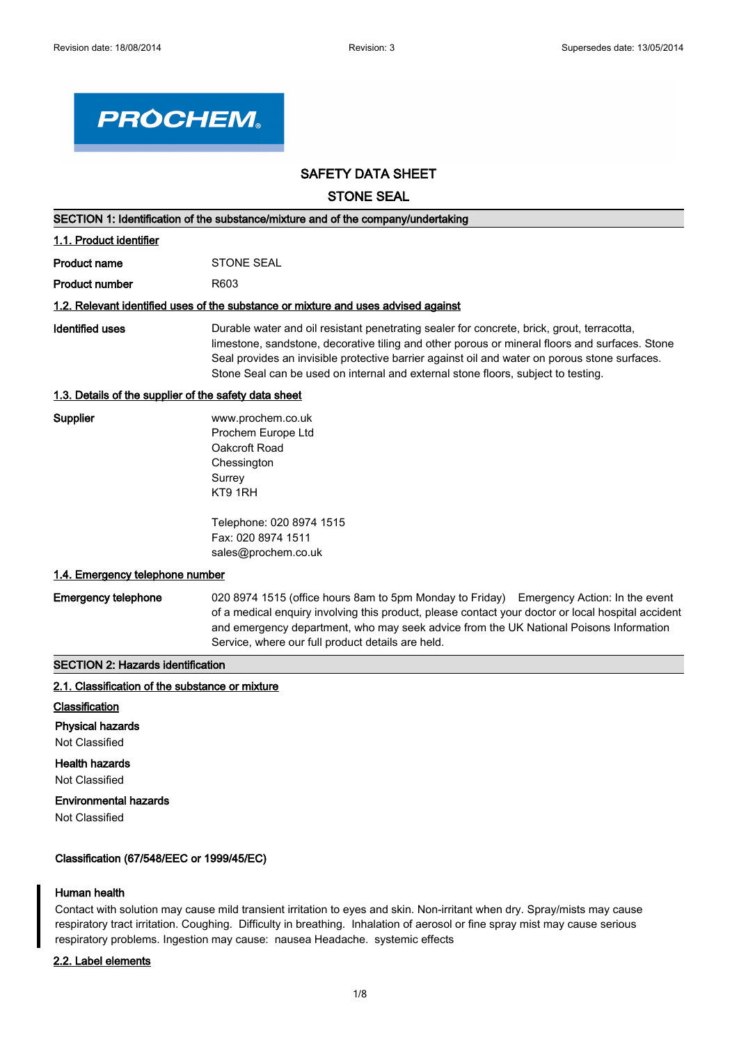Revision date: 18/08/2014 | Revision: 3 | Supersedes date: 13/05/2014

PROCHEM

# SAFETY DATA SHEET

# STONE SEAL

## SECTION 1: Identification of the substance/mixture and of the company/undertaking

### 1.1. Product identifier

**Product name** STONE SEAL

**Product number** R603

### 1.2. Relevant identified uses of the substance or mixture and uses advised against

**Identified uses** Durable water and oil resistant penetrating sealer for concrete, brick, grout, terracotta, limestone, sandstone, decorative tiling and other porous or mineral floors and surfaces. Stone Seal provides an invisible protective barrier against oil and water on porous stone surfaces. Stone Seal can be used on internal and external stone floors, subject to testing.

### 1.3. Details of the supplier of the safety data sheet

**Supplier**

www.prochem.co.uk
Prochem Europe Ltd
Oakcroft Road
Chessington
Surrey
KT9 1RH

Telephone: 020 8974 1515
Fax: 020 8974 1511
sales@prochem.co.uk

### 1.4. Emergency telephone number

**Emergency telephone** 020 8974 1515 (office hours 8am to 5pm Monday to Friday) Emergency Action: In the event of a medical enquiry involving this product, please contact your doctor or local hospital accident and emergency department, who may seek advice from the UK National Poisons Information Service, where our full product details are held.

## SECTION 2: Hazards identification

### 2.1. Classification of the substance or mixture

**Classification**

**Physical hazards**
Not Classified

**Health hazards**
Not Classified

**Environmental hazards**
Not Classified

**Classification (67/548/EEC or 1999/45/EC)**

**Human health**
Contact with solution may cause mild transient irritation to eyes and skin. Non-irritant when dry. Spray/mists may cause respiratory tract irritation. Coughing. Difficulty in breathing. Inhalation of aerosol or fine spray mist may cause serious respiratory problems. Ingestion may cause: nausea Headache. systemic effects

### 2.2. Label elements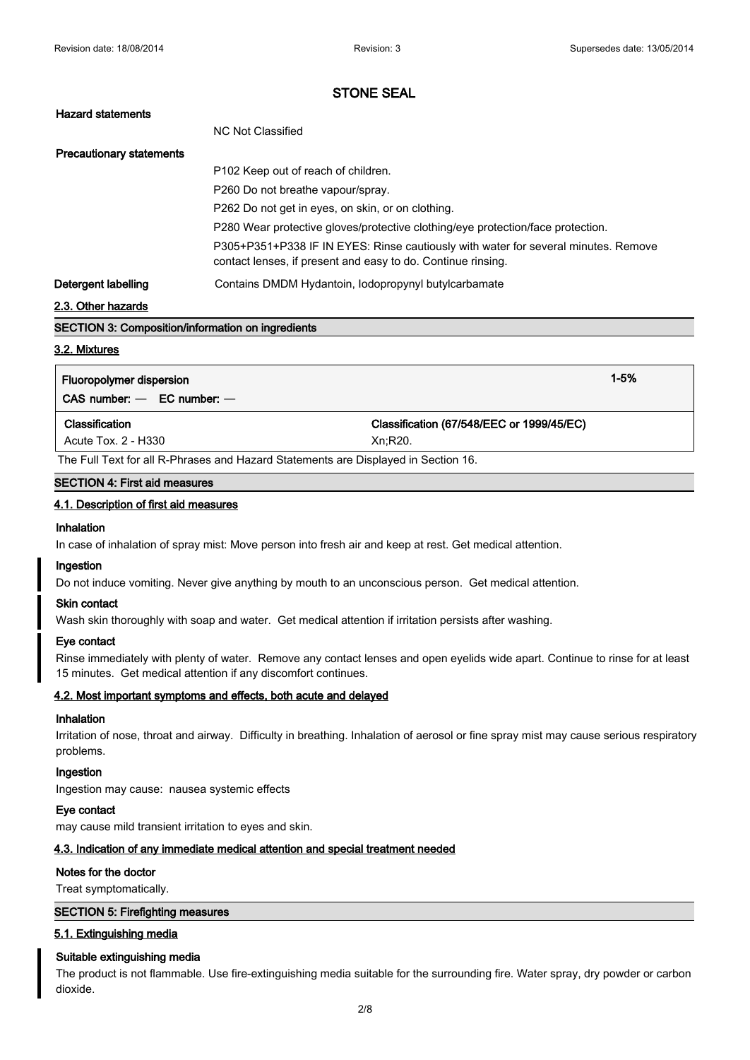# STONE SEAL

**Hazard statements**

NC Not Classified

**Precautionary statements**

P102 Keep out of reach of children.

P260 Do not breathe vapour/spray.

P262 Do not get in eyes, on skin, or on clothing.

P280 Wear protective gloves/protective clothing/eye protection/face protection.

P305+P351+P338 IF IN EYES: Rinse cautiously with water for several minutes. Remove contact lenses, if present and easy to do. Continue rinsing.

**Detergent labelling**

Contains DMDM Hydantoin, Iodopropynyl butylcarbamate

### 2.3. Other hazards

## SECTION 3: Composition/information on ingredients

### 3.2. Mixtures

| Fluoropolymer dispersion | 1-5% |
|---|---|
| CAS number: — EC number: — | |
| **Classification** | **Classification (67/548/EEC or 1999/45/EC)** |
| Acute Tox. 2 - H330 | Xn;R20. |

The Full Text for all R-Phrases and Hazard Statements are Displayed in Section 16.

## SECTION 4: First aid measures

### 4.1. Description of first aid measures

**Inhalation**

In case of inhalation of spray mist: Move person into fresh air and keep at rest. Get medical attention.

**Ingestion**

Do not induce vomiting. Never give anything by mouth to an unconscious person. Get medical attention.

**Skin contact**

Wash skin thoroughly with soap and water. Get medical attention if irritation persists after washing.

**Eye contact**

Rinse immediately with plenty of water. Remove any contact lenses and open eyelids wide apart. Continue to rinse for at least 15 minutes. Get medical attention if any discomfort continues.

### 4.2. Most important symptoms and effects, both acute and delayed

**Inhalation**

Irritation of nose, throat and airway. Difficulty in breathing. Inhalation of aerosol or fine spray mist may cause serious respiratory problems.

**Ingestion**

Ingestion may cause: nausea systemic effects

**Eye contact**

may cause mild transient irritation to eyes and skin.

### 4.3. Indication of any immediate medical attention and special treatment needed

**Notes for the doctor**

Treat symptomatically.

## SECTION 5: Firefighting measures

### 5.1. Extinguishing media

**Suitable extinguishing media**

The product is not flammable. Use fire-extinguishing media suitable for the surrounding fire. Water spray, dry powder or carbon dioxide.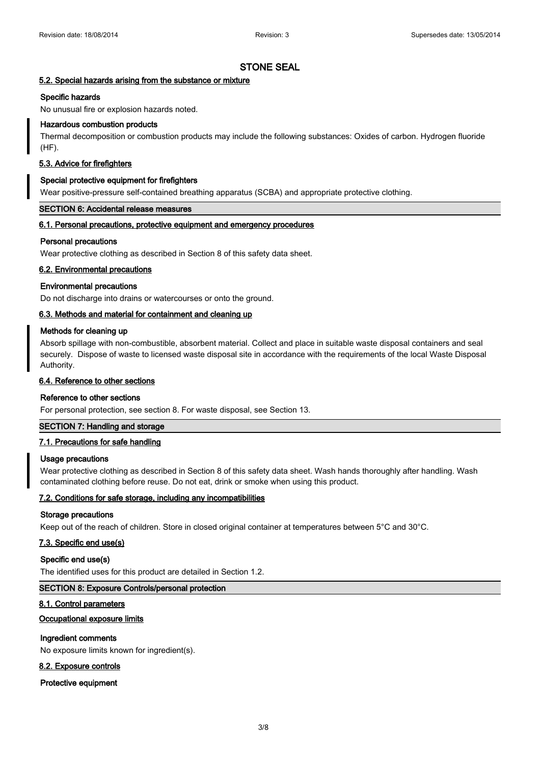# STONE SEAL

#### 5.2. Special hazards arising from the substance or mixture

**Specific hazards**

No unusual fire or explosion hazards noted.

**Hazardous combustion products**

Thermal decomposition or combustion products may include the following substances: Oxides of carbon. Hydrogen fluoride (HF).

#### 5.3. Advice for firefighters

**Special protective equipment for firefighters**

Wear positive-pressure self-contained breathing apparatus (SCBA) and appropriate protective clothing.

## SECTION 6: Accidental release measures

#### 6.1. Personal precautions, protective equipment and emergency procedures

**Personal precautions**

Wear protective clothing as described in Section 8 of this safety data sheet.

#### 6.2. Environmental precautions

**Environmental precautions**

Do not discharge into drains or watercourses or onto the ground.

#### 6.3. Methods and material for containment and cleaning up

**Methods for cleaning up**

Absorb spillage with non-combustible, absorbent material. Collect and place in suitable waste disposal containers and seal securely. Dispose of waste to licensed waste disposal site in accordance with the requirements of the local Waste Disposal Authority.

#### 6.4. Reference to other sections

**Reference to other sections**

For personal protection, see section 8. For waste disposal, see Section 13.

## SECTION 7: Handling and storage

#### 7.1. Precautions for safe handling

**Usage precautions**

Wear protective clothing as described in Section 8 of this safety data sheet. Wash hands thoroughly after handling. Wash contaminated clothing before reuse. Do not eat, drink or smoke when using this product.

#### 7.2. Conditions for safe storage, including any incompatibilities

**Storage precautions**

Keep out of the reach of children. Store in closed original container at temperatures between 5°C and 30°C.

#### 7.3. Specific end use(s)

**Specific end use(s)**

The identified uses for this product are detailed in Section 1.2.

## SECTION 8: Exposure Controls/personal protection

#### 8.1. Control parameters

#### Occupational exposure limits

**Ingredient comments**

No exposure limits known for ingredient(s).

#### 8.2. Exposure controls

**Protective equipment**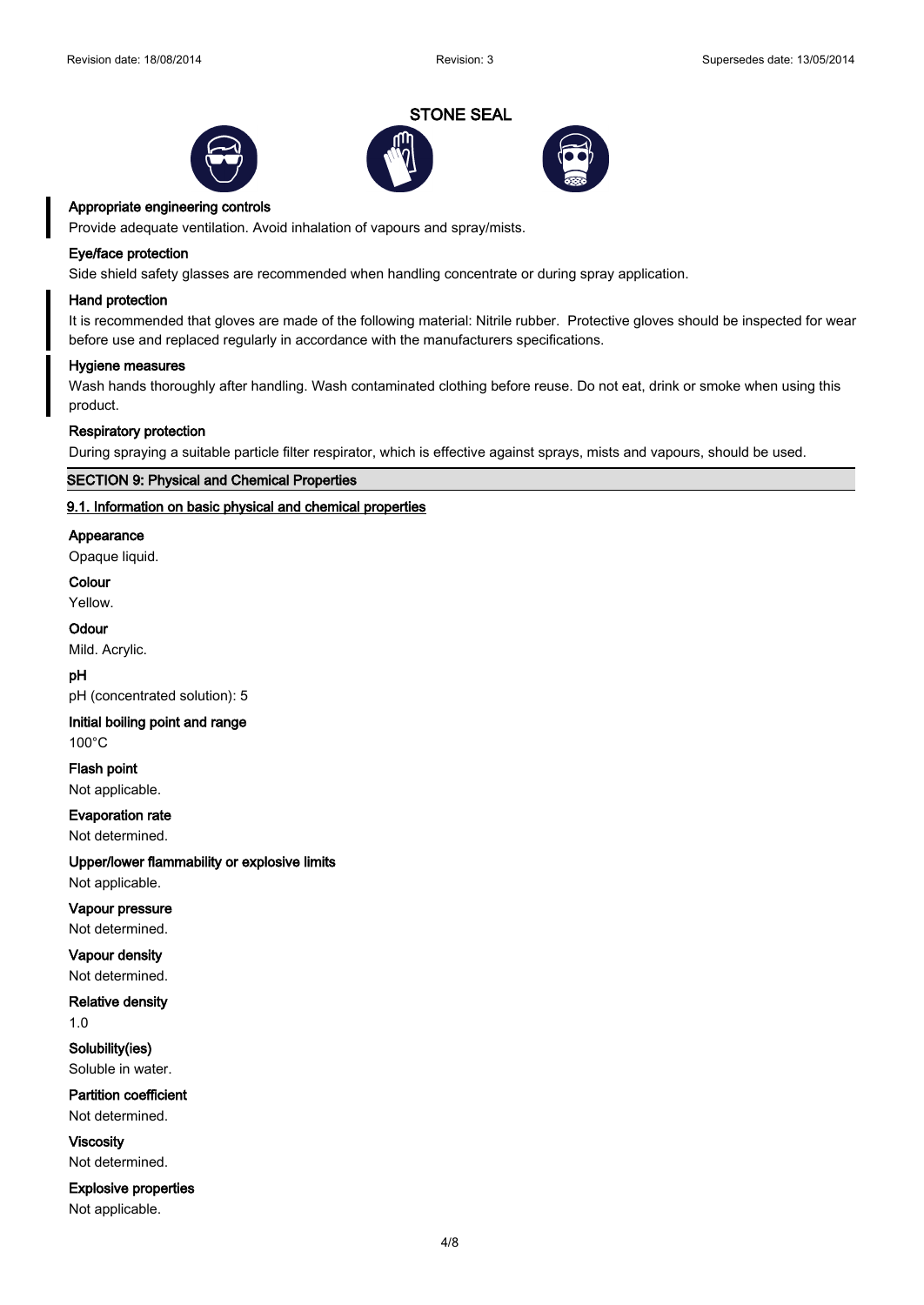STONE SEAL

**Appropriate engineering controls**

Provide adequate ventilation. Avoid inhalation of vapours and spray/mists.

**Eye/face protection**

Side shield safety glasses are recommended when handling concentrate or during spray application.

**Hand protection**

It is recommended that gloves are made of the following material: Nitrile rubber. Protective gloves should be inspected for wear before use and replaced regularly in accordance with the manufacturers specifications.

**Hygiene measures**

Wash hands thoroughly after handling. Wash contaminated clothing before reuse. Do not eat, drink or smoke when using this product.

**Respiratory protection**

During spraying a suitable particle filter respirator, which is effective against sprays, mists and vapours, should be used.

## SECTION 9: Physical and Chemical Properties

### 9.1. Information on basic physical and chemical properties

**Appearance**

Opaque liquid.

**Colour**

Yellow.

**Odour**

Mild. Acrylic.

**pH**

pH (concentrated solution): 5

**Initial boiling point and range**

100°C

**Flash point**

Not applicable.

**Evaporation rate**

Not determined.

**Upper/lower flammability or explosive limits**

Not applicable.

**Vapour pressure**

Not determined.

**Vapour density**

Not determined.

**Relative density**

1.0

**Solubility(ies)**

Soluble in water.

**Partition coefficient**

Not determined.

**Viscosity**

Not determined.

**Explosive properties**

Not applicable.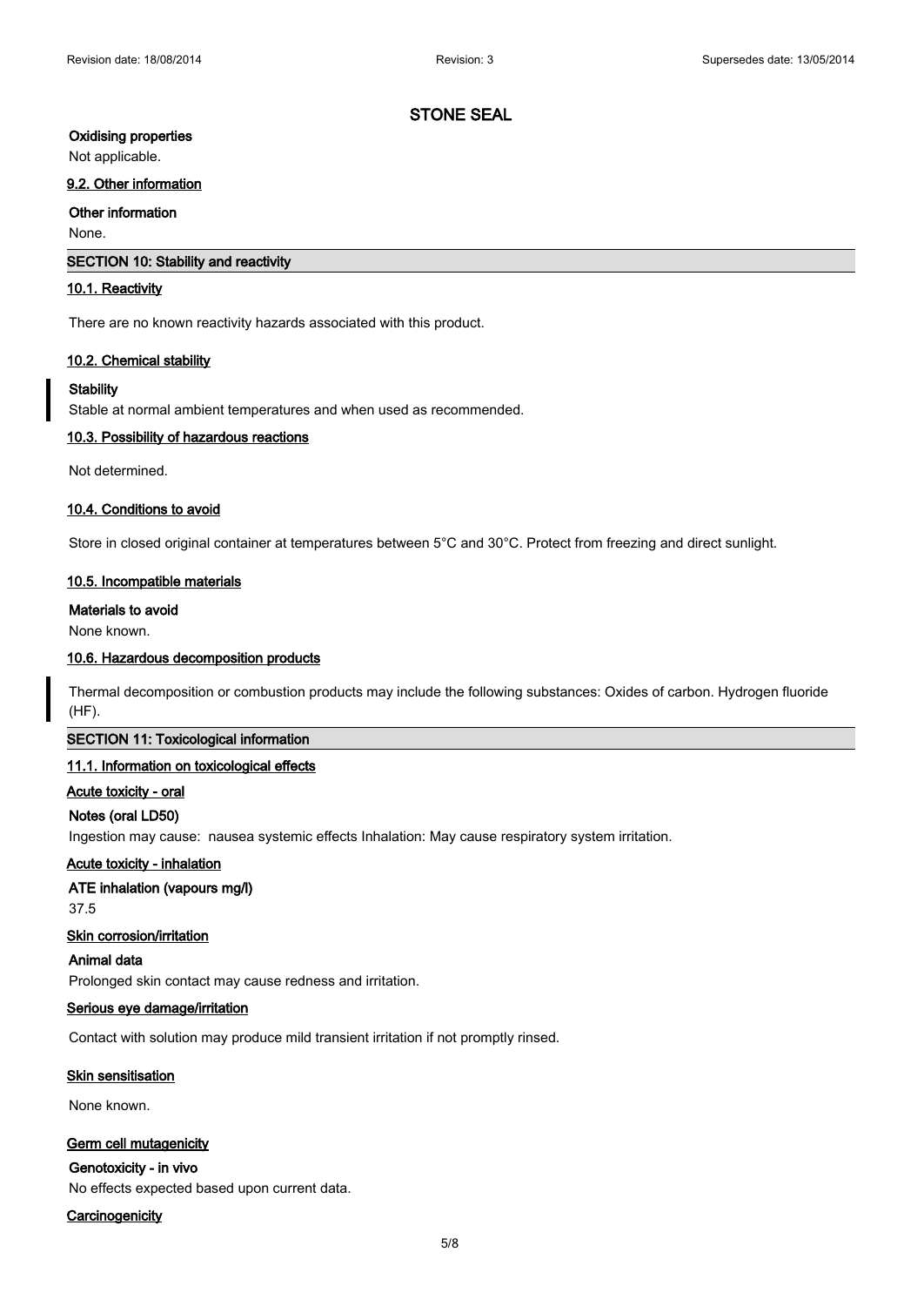## STONE SEAL

**Oxidising properties**

Not applicable.

### 9.2. Other information

**Other information**

None.

## SECTION 10: Stability and reactivity

### 10.1. Reactivity

There are no known reactivity hazards associated with this product.

### 10.2. Chemical stability

**Stability**

Stable at normal ambient temperatures and when used as recommended.

### 10.3. Possibility of hazardous reactions

Not determined.

### 10.4. Conditions to avoid

Store in closed original container at temperatures between 5°C and 30°C. Protect from freezing and direct sunlight.

### 10.5. Incompatible materials

**Materials to avoid**

None known.

### 10.6. Hazardous decomposition products

Thermal decomposition or combustion products may include the following substances: Oxides of carbon. Hydrogen fluoride (HF).

## SECTION 11: Toxicological information

### 11.1. Information on toxicological effects

**Acute toxicity - oral**

**Notes (oral LD50)**

Ingestion may cause: nausea systemic effects Inhalation: May cause respiratory system irritation.

**Acute toxicity - inhalation**

**ATE inhalation (vapours mg/l)**

37.5

**Skin corrosion/irritation**

**Animal data**

Prolonged skin contact may cause redness and irritation.

**Serious eye damage/irritation**

Contact with solution may produce mild transient irritation if not promptly rinsed.

**Skin sensitisation**

None known.

**Germ cell mutagenicity**

**Genotoxicity - in vivo**

No effects expected based upon current data.

**Carcinogenicity**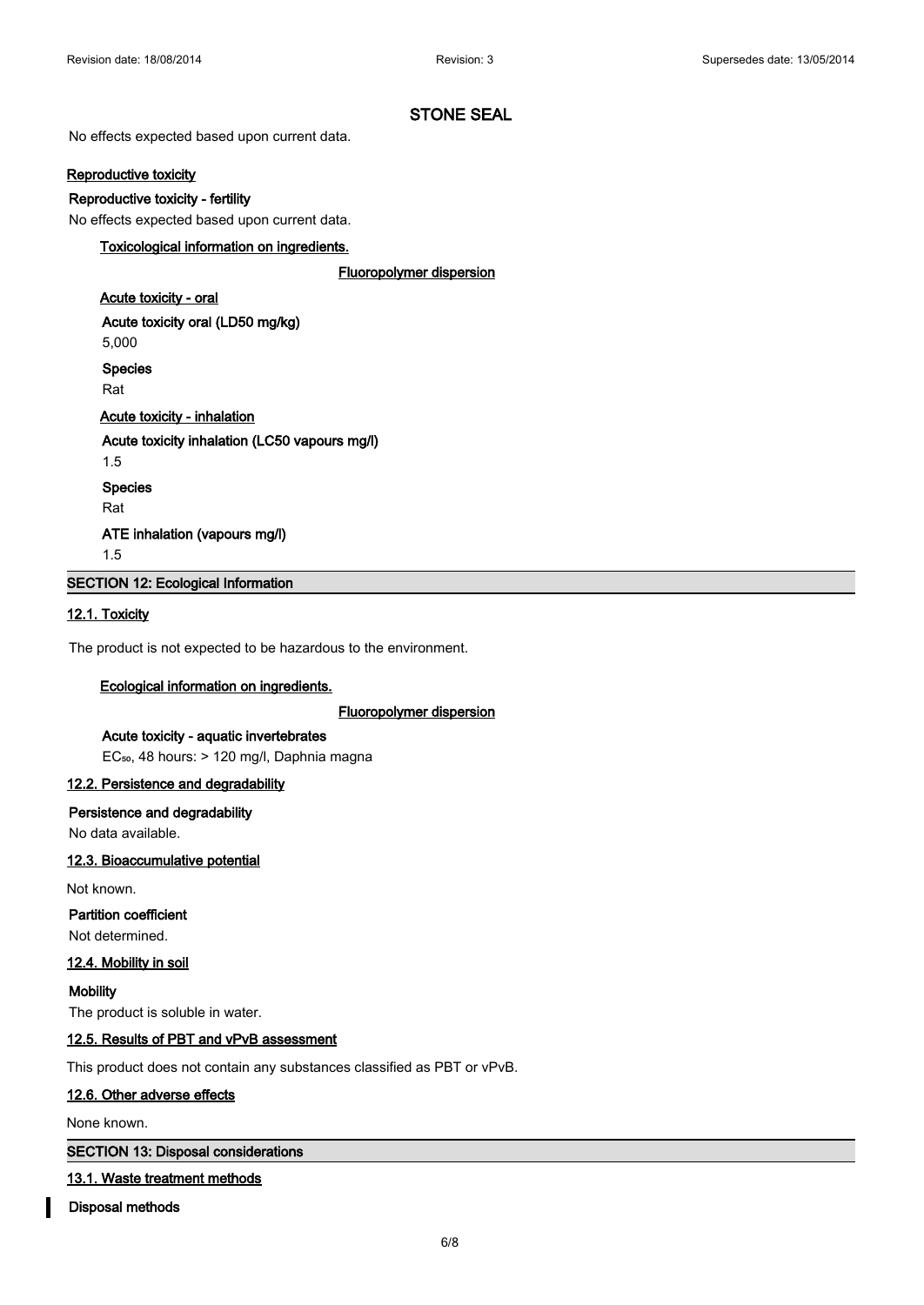No effects expected based upon current data.

**Reproductive toxicity**

**Reproductive toxicity - fertility**

No effects expected based upon current data.

**Toxicological information on ingredients.**

**Fluoropolymer dispersion**

**Acute toxicity - oral**

**Acute toxicity oral (LD50 mg/kg)**

5,000

**Species**

Rat

**Acute toxicity - inhalation**

**Acute toxicity inhalation (LC50 vapours mg/l)**

1.5

**Species**

Rat

**ATE inhalation (vapours mg/l)**

1.5

## SECTION 12: Ecological Information

### 12.1. Toxicity

The product is not expected to be hazardous to the environment.

**Ecological information on ingredients.**

**Fluoropolymer dispersion**

**Acute toxicity - aquatic invertebrates**

$EC_{50}$, 48 hours: > 120 mg/l, Daphnia magna

### 12.2. Persistence and degradability

**Persistence and degradability**

No data available.

### 12.3. Bioaccumulative potential

Not known.

**Partition coefficient**

Not determined.

### 12.4. Mobility in soil

**Mobility**

The product is soluble in water.

### 12.5. Results of PBT and vPvB assessment

This product does not contain any substances classified as PBT or vPvB.

### 12.6. Other adverse effects

None known.

## SECTION 13: Disposal considerations

### 13.1. Waste treatment methods

**Disposal methods**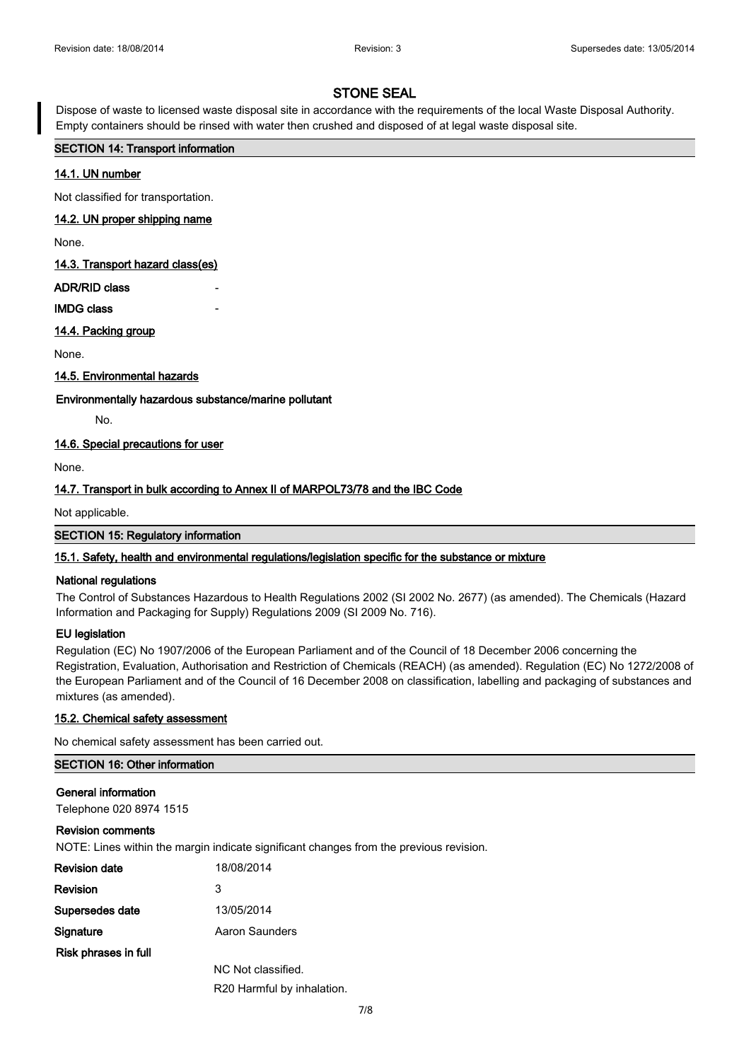# STONE SEAL

Dispose of waste to licensed waste disposal site in accordance with the requirements of the local Waste Disposal Authority. Empty containers should be rinsed with water then crushed and disposed of at legal waste disposal site.

## SECTION 14: Transport information

### 14.1. UN number

Not classified for transportation.

### 14.2. UN proper shipping name

None.

### 14.3. Transport hazard class(es)

**ADR/RID class** -

**IMDG class** -

### 14.4. Packing group

None.

### 14.5. Environmental hazards

**Environmentally hazardous substance/marine pollutant**

No.

### 14.6. Special precautions for user

None.

### 14.7. Transport in bulk according to Annex II of MARPOL73/78 and the IBC Code

Not applicable.

## SECTION 15: Regulatory information

### 15.1. Safety, health and environmental regulations/legislation specific for the substance or mixture

**National regulations**

The Control of Substances Hazardous to Health Regulations 2002 (SI 2002 No. 2677) (as amended). The Chemicals (Hazard Information and Packaging for Supply) Regulations 2009 (SI 2009 No. 716).

**EU legislation**

Regulation (EC) No 1907/2006 of the European Parliament and of the Council of 18 December 2006 concerning the Registration, Evaluation, Authorisation and Restriction of Chemicals (REACH) (as amended). Regulation (EC) No 1272/2008 of the European Parliament and of the Council of 16 December 2008 on classification, labelling and packaging of substances and mixtures (as amended).

### 15.2. Chemical safety assessment

No chemical safety assessment has been carried out.

## SECTION 16: Other information

**General information**

Telephone 020 8974 1515

**Revision comments**

NOTE: Lines within the margin indicate significant changes from the previous revision.

| | |
|---|---|
| **Revision date** | 18/08/2014 |
| **Revision** | 3 |
| **Supersedes date** | 13/05/2014 |
| **Signature** | Aaron Saunders |
| **Risk phrases in full** | NC Not classified.<br>R20 Harmful by inhalation. |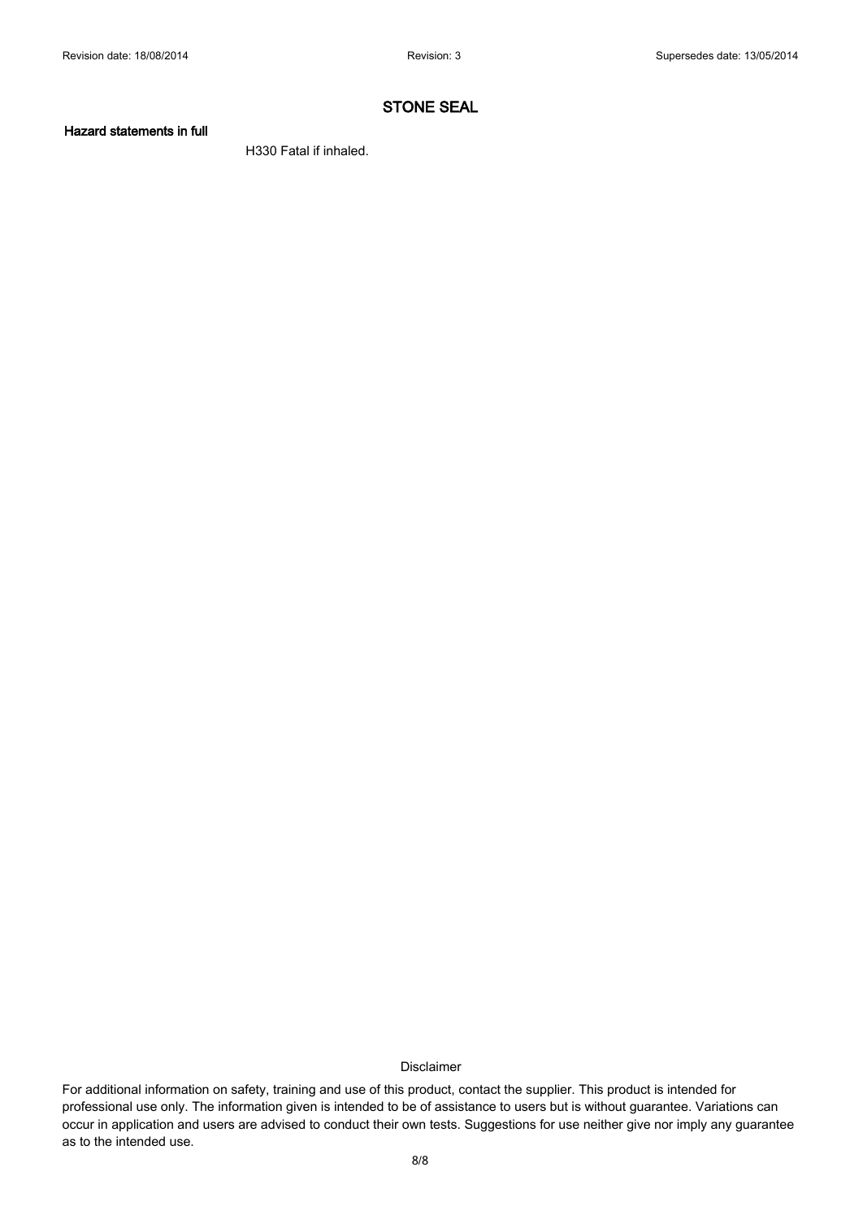**Hazard statements in full**

H330 Fatal if inhaled.

Disclaimer

For additional information on safety, training and use of this product, contact the supplier. This product is intended for professional use only. The information given is intended to be of assistance to users but is without guarantee. Variations can occur in application and users are advised to conduct their own tests. Suggestions for use neither give nor imply any guarantee as to the intended use.